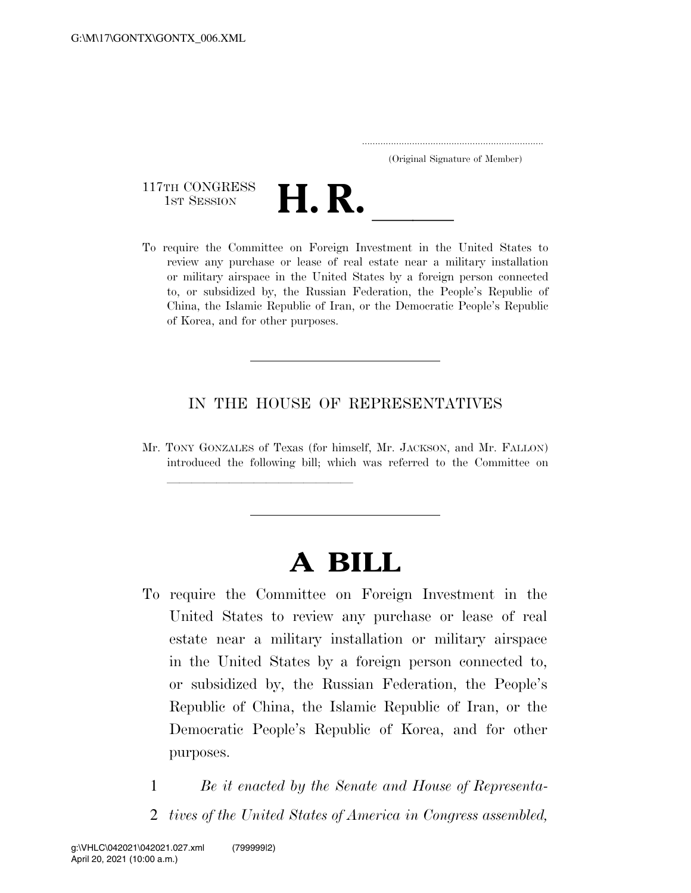(Original Signature of Member)

117TH CONGRESS
1ST SESSION

# H. R. \_\_\_\_\_

To require the Committee on Foreign Investment in the United States to review any purchase or lease of real estate near a military installation or military airspace in the United States by a foreign person connected to, or subsidized by, the Russian Federation, the People's Republic of China, the Islamic Republic of Iran, or the Democratic People's Republic of Korea, and for other purposes.

---

IN THE HOUSE OF REPRESENTATIVES

Mr. TONY GONZALES of Texas (for himself, Mr. JACKSON, and Mr. FALLON) introduced the following bill; which was referred to the Committee on \_\_\_\_\_\_\_\_\_\_\_\_\_\_\_\_\_\_\_\_\_\_\_\_

---

# A BILL

To require the Committee on Foreign Investment in the United States to review any purchase or lease of real estate near a military installation or military airspace in the United States by a foreign person connected to, or subsidized by, the Russian Federation, the People's Republic of China, the Islamic Republic of Iran, or the Democratic People's Republic of Korea, and for other purposes.

1 *Be it enacted by the Senate and House of Representa-*
2 *tives of the United States of America in Congress assembled,*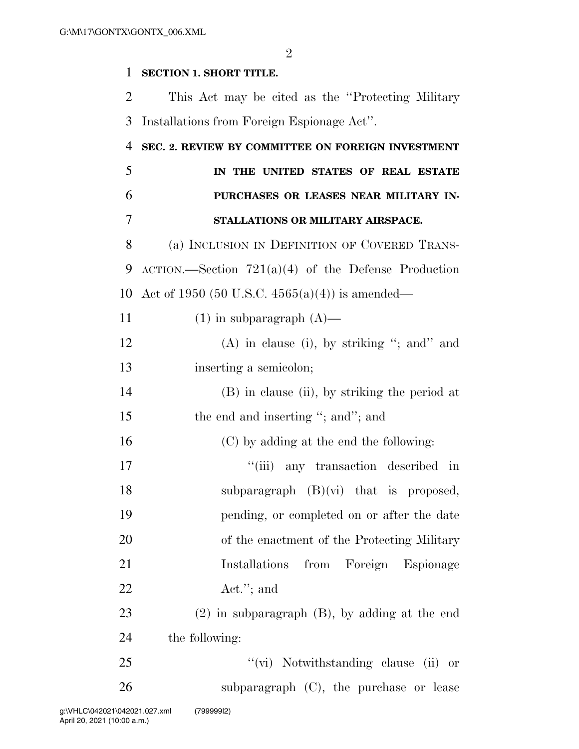**SECTION 1. SHORT TITLE.**

This Act may be cited as the "Protecting Military Installations from Foreign Espionage Act".

**SEC. 2. REVIEW BY COMMITTEE ON FOREIGN INVESTMENT IN THE UNITED STATES OF REAL ESTATE PURCHASES OR LEASES NEAR MILITARY INSTALLATIONS OR MILITARY AIRSPACE.**

(a) INCLUSION IN DEFINITION OF COVERED TRANSACTION.—Section 721(a)(4) of the Defense Production Act of 1950 (50 U.S.C. 4565(a)(4)) is amended—

(1) in subparagraph (A)—

(A) in clause (i), by striking "; and" and inserting a semicolon;

(B) in clause (ii), by striking the period at the end and inserting "; and"; and

(C) by adding at the end the following:

"(iii) any transaction described in subparagraph (B)(vi) that is proposed, pending, or completed on or after the date of the enactment of the Protecting Military Installations from Foreign Espionage Act."; and

(2) in subparagraph (B), by adding at the end the following:

"(vi) Notwithstanding clause (ii) or subparagraph (C), the purchase or lease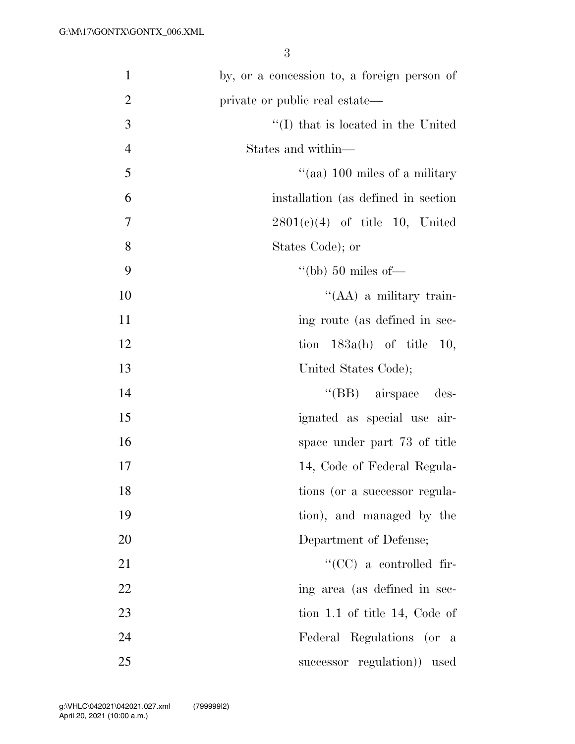by, or a concession to, a foreign person of private or public real estate—

''(I) that is located in the United States and within—

''(aa) 100 miles of a military installation (as defined in section 2801(c)(4) of title 10, United States Code); or

''(bb) 50 miles of—

''(AA) a military training route (as defined in section 183a(h) of title 10, United States Code);

''(BB) airspace designated as special use airspace under part 73 of title 14, Code of Federal Regulations (or a successor regulation), and managed by the Department of Defense;

''(CC) a controlled firing area (as defined in section 1.1 of title 14, Code of Federal Regulations (or a successor regulation)) used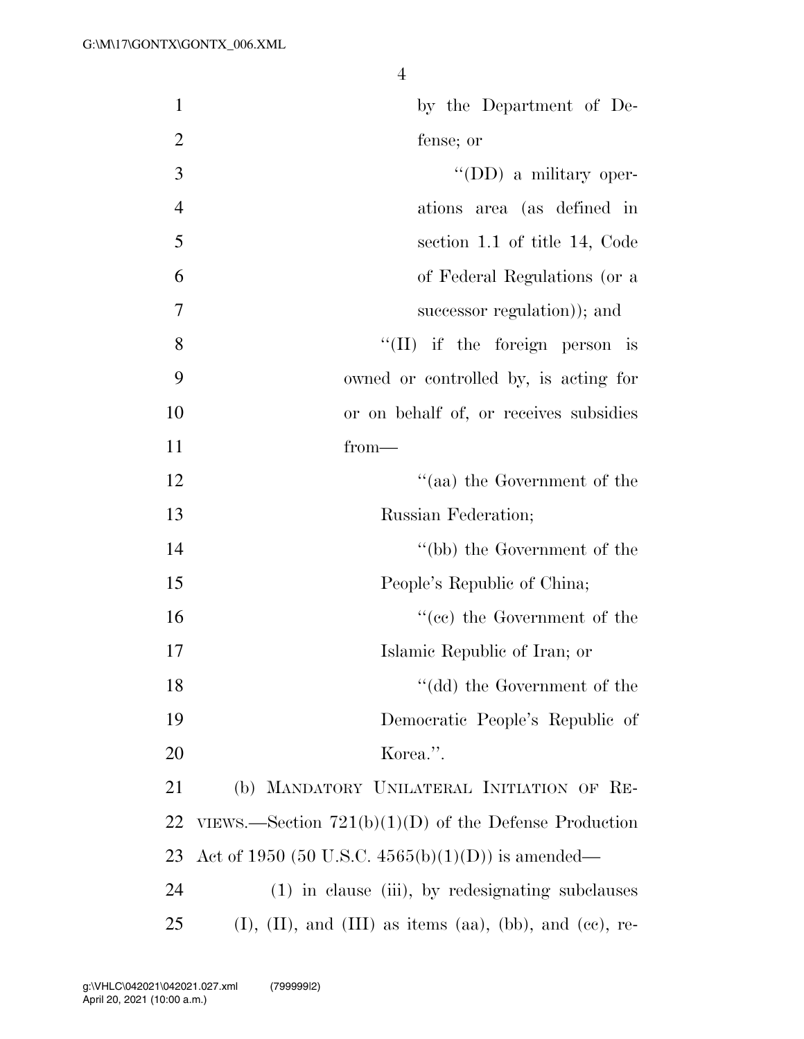by the Department of Defense; or

''(DD) a military operations area (as defined in section 1.1 of title 14, Code of Federal Regulations (or a successor regulation)); and

''(II) if the foreign person is owned or controlled by, is acting for or on behalf of, or receives subsidies from—

''(aa) the Government of the Russian Federation;

''(bb) the Government of the People's Republic of China;

''(cc) the Government of the Islamic Republic of Iran; or

''(dd) the Government of the Democratic People's Republic of Korea.''.

(b) MANDATORY UNILATERAL INITIATION OF REVIEWS.—Section 721(b)(1)(D) of the Defense Production Act of 1950 (50 U.S.C. 4565(b)(1)(D)) is amended—

(1) in clause (iii), by redesignating subclauses (I), (II), and (III) as items (aa), (bb), and (cc), re-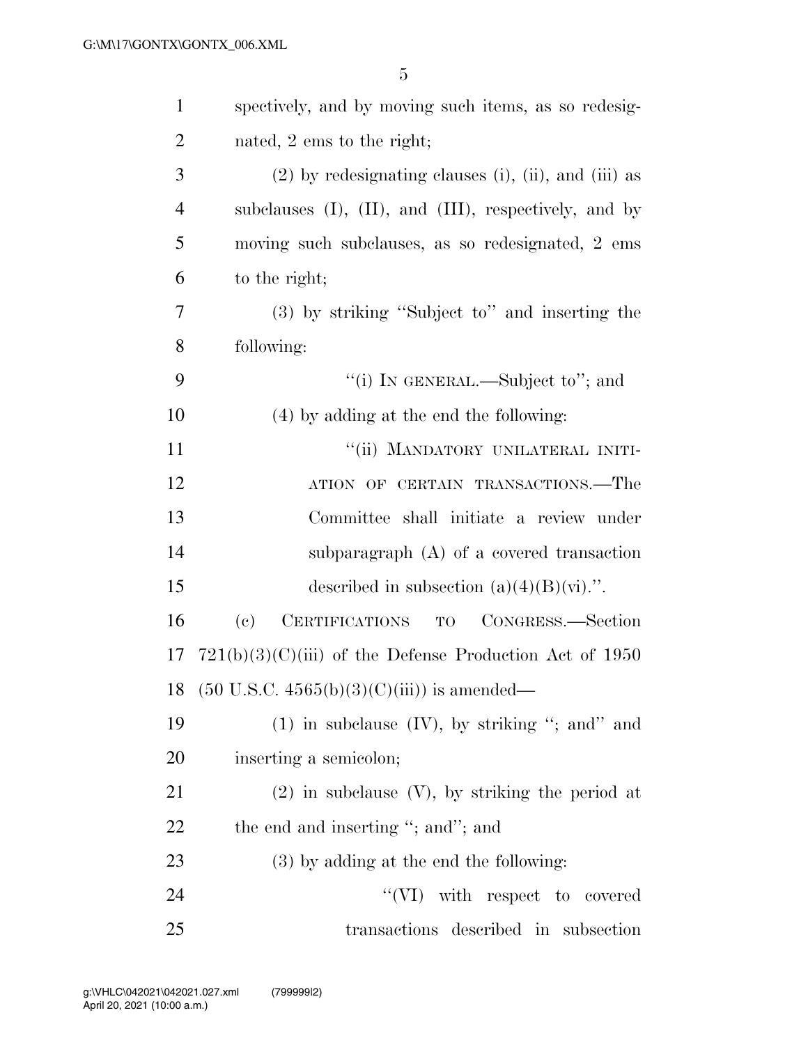spectively, and by moving such items, as so redesignated, 2 ems to the right;

(2) by redesignating clauses (i), (ii), and (iii) as subclauses (I), (II), and (III), respectively, and by moving such subclauses, as so redesignated, 2 ems to the right;

(3) by striking "Subject to" and inserting the following:

"(i) IN GENERAL.—Subject to"; and

(4) by adding at the end the following:

"(ii) MANDATORY UNILATERAL INITIATION OF CERTAIN TRANSACTIONS.—The Committee shall initiate a review under subparagraph (A) of a covered transaction described in subsection (a)(4)(B)(vi).".

(c) CERTIFICATIONS TO CONGRESS.—Section 721(b)(3)(C)(iii) of the Defense Production Act of 1950 (50 U.S.C. 4565(b)(3)(C)(iii)) is amended—

(1) in subclause (IV), by striking "; and" and inserting a semicolon;

(2) in subclause (V), by striking the period at the end and inserting "; and"; and

(3) by adding at the end the following:

"(VI) with respect to covered transactions described in subsection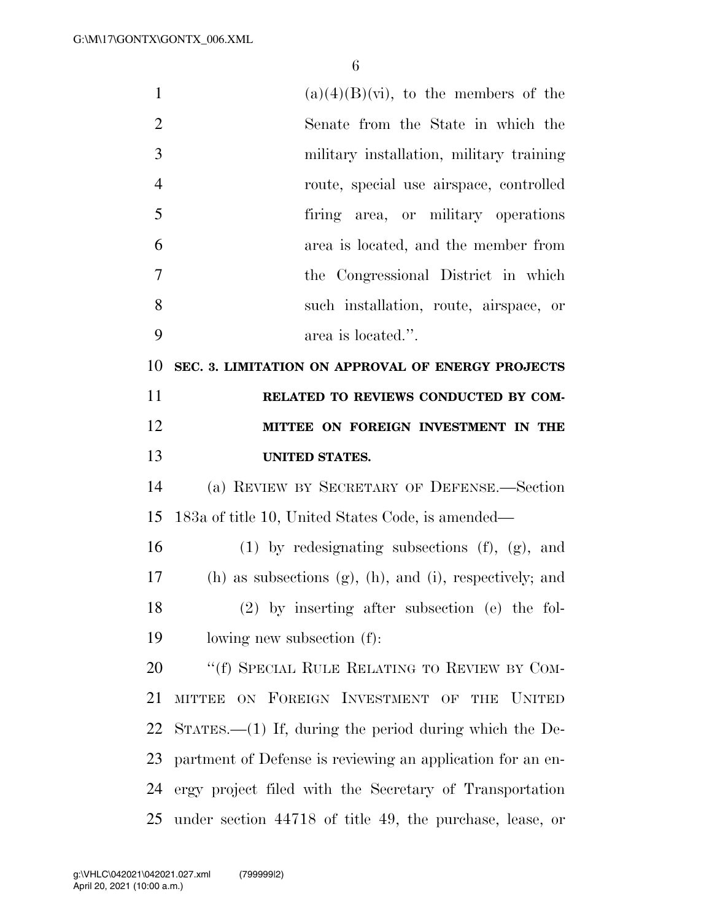(a)(4)(B)(vi), to the members of the Senate from the State in which the military installation, military training route, special use airspace, controlled firing area, or military operations area is located, and the member from the Congressional District in which such installation, route, airspace, or area is located.".

**SEC. 3. LIMITATION ON APPROVAL OF ENERGY PROJECTS RELATED TO REVIEWS CONDUCTED BY COMMITTEE ON FOREIGN INVESTMENT IN THE UNITED STATES.**

(a) REVIEW BY SECRETARY OF DEFENSE.—Section 183a of title 10, United States Code, is amended—

(1) by redesignating subsections (f), (g), and (h) as subsections (g), (h), and (i), respectively; and

(2) by inserting after subsection (e) the following new subsection (f):

"(f) SPECIAL RULE RELATING TO REVIEW BY COMMITTEE ON FOREIGN INVESTMENT OF THE UNITED STATES.—(1) If, during the period during which the Department of Defense is reviewing an application for an energy project filed with the Secretary of Transportation under section 44718 of title 49, the purchase, lease, or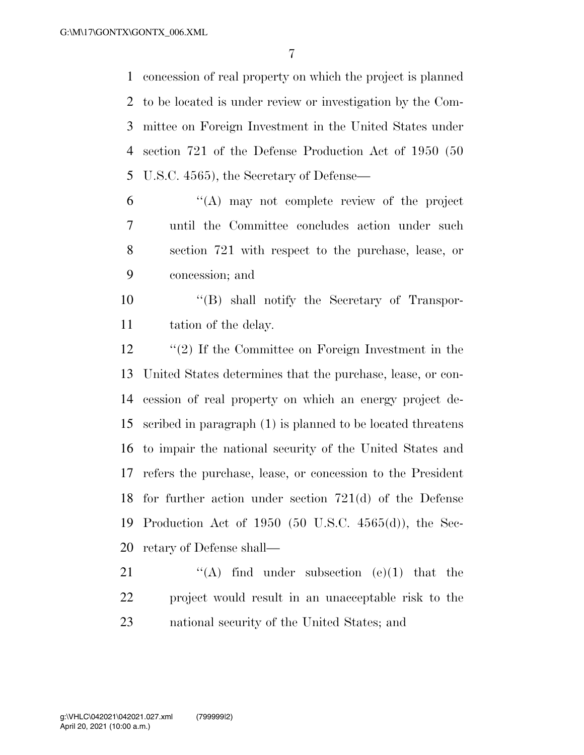concession of real property on which the project is planned to be located is under review or investigation by the Committee on Foreign Investment in the United States under section 721 of the Defense Production Act of 1950 (50 U.S.C. 4565), the Secretary of Defense—

"(A) may not complete review of the project until the Committee concludes action under such section 721 with respect to the purchase, lease, or concession; and

"(B) shall notify the Secretary of Transportation of the delay.

"(2) If the Committee on Foreign Investment in the United States determines that the purchase, lease, or concession of real property on which an energy project described in paragraph (1) is planned to be located threatens to impair the national security of the United States and refers the purchase, lease, or concession to the President for further action under section 721(d) of the Defense Production Act of 1950 (50 U.S.C. 4565(d)), the Secretary of Defense shall—

"(A) find under subsection (e)(1) that the project would result in an unacceptable risk to the national security of the United States; and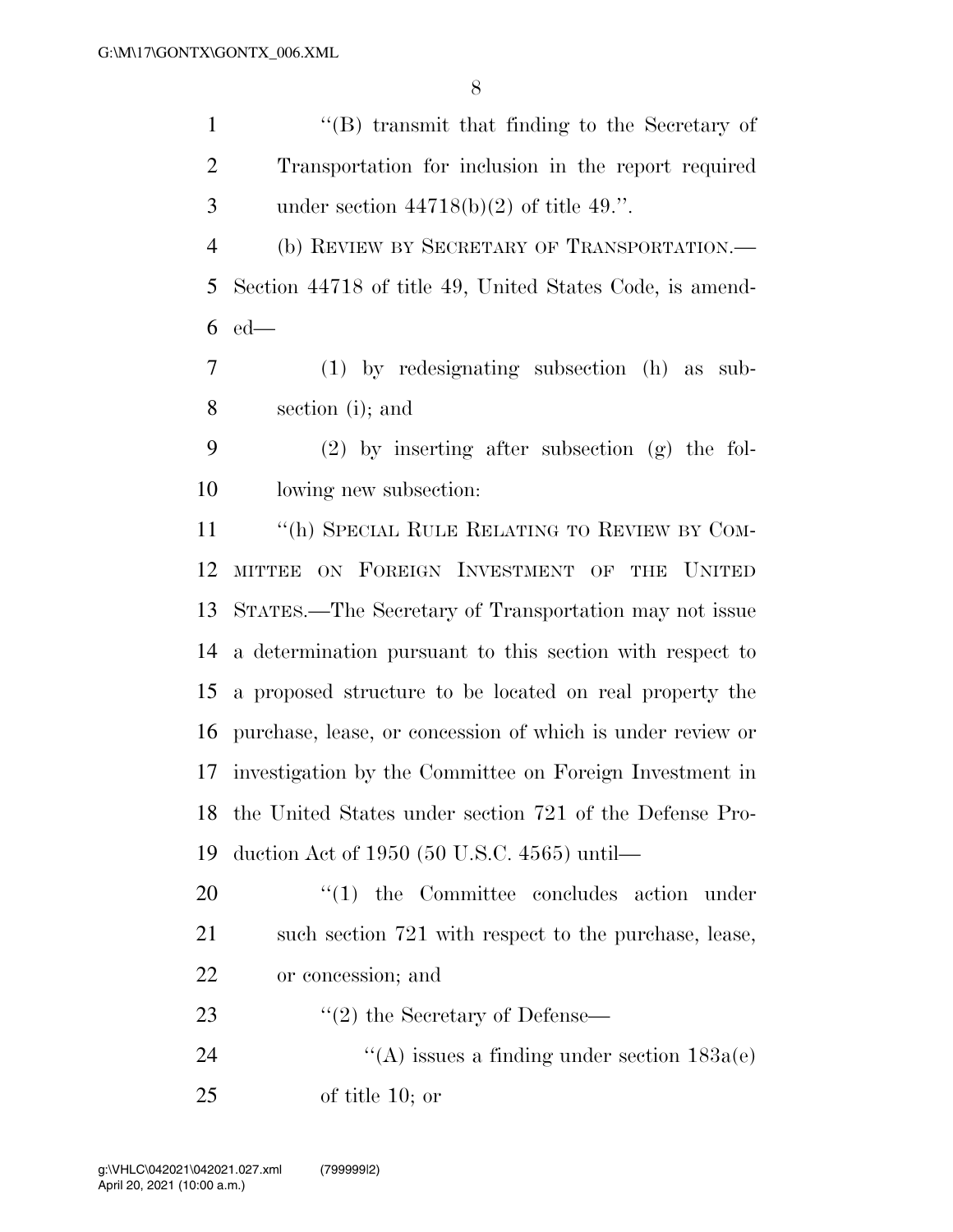''(B) transmit that finding to the Secretary of Transportation for inclusion in the report required under section 44718(b)(2) of title 49.''.

(b) REVIEW BY SECRETARY OF TRANSPORTATION.—Section 44718 of title 49, United States Code, is amended—

(1) by redesignating subsection (h) as subsection (i); and

(2) by inserting after subsection (g) the following new subsection:

''(h) SPECIAL RULE RELATING TO REVIEW BY COMMITTEE ON FOREIGN INVESTMENT OF THE UNITED STATES.—The Secretary of Transportation may not issue a determination pursuant to this section with respect to a proposed structure to be located on real property the purchase, lease, or concession of which is under review or investigation by the Committee on Foreign Investment in the United States under section 721 of the Defense Production Act of 1950 (50 U.S.C. 4565) until—

''(1) the Committee concludes action under such section 721 with respect to the purchase, lease, or concession; and

''(2) the Secretary of Defense—

''(A) issues a finding under section 183a(e) of title 10; or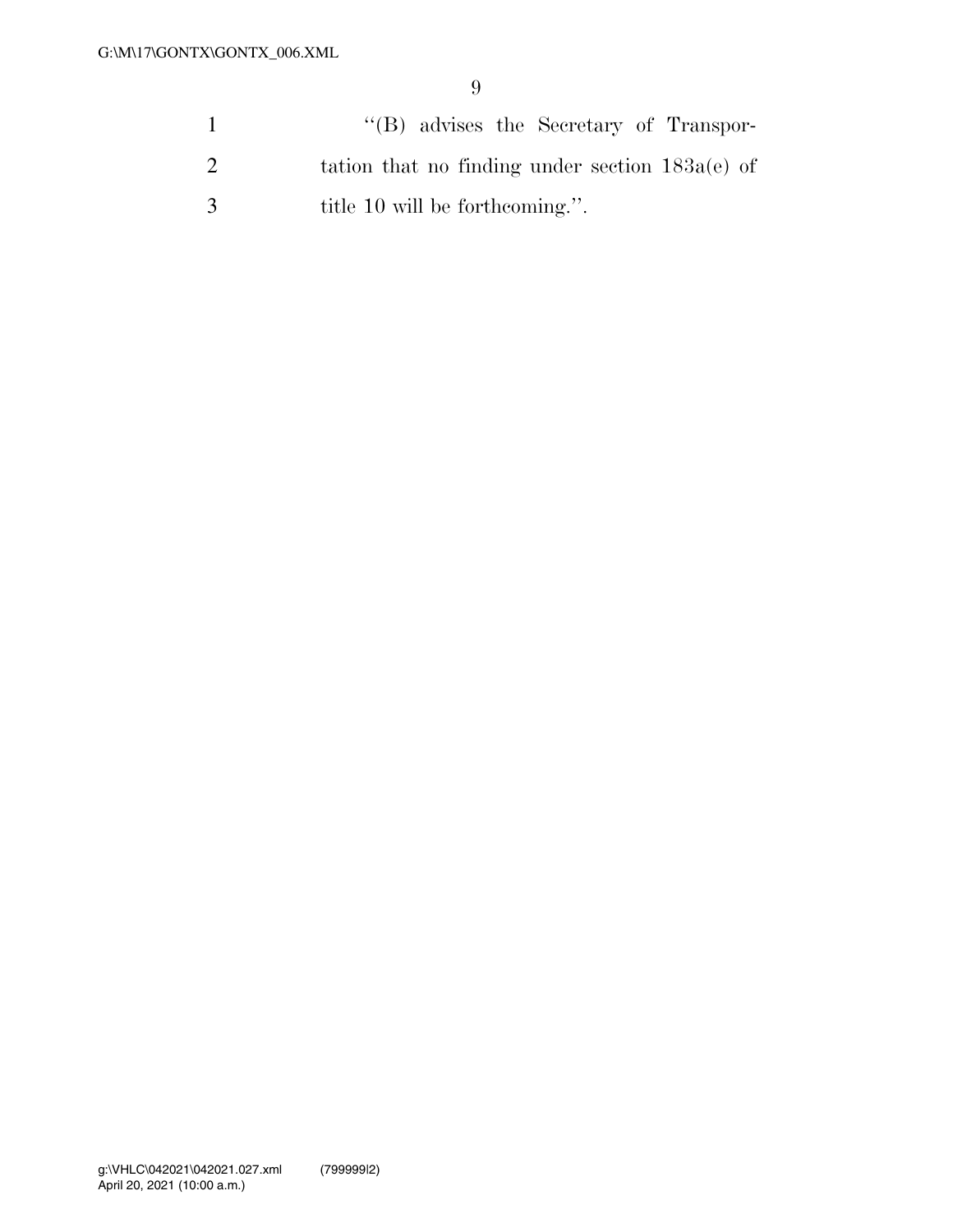''(B) advises the Secretary of Transportation that no finding under section 183a(e) of title 10 will be forthcoming.''.